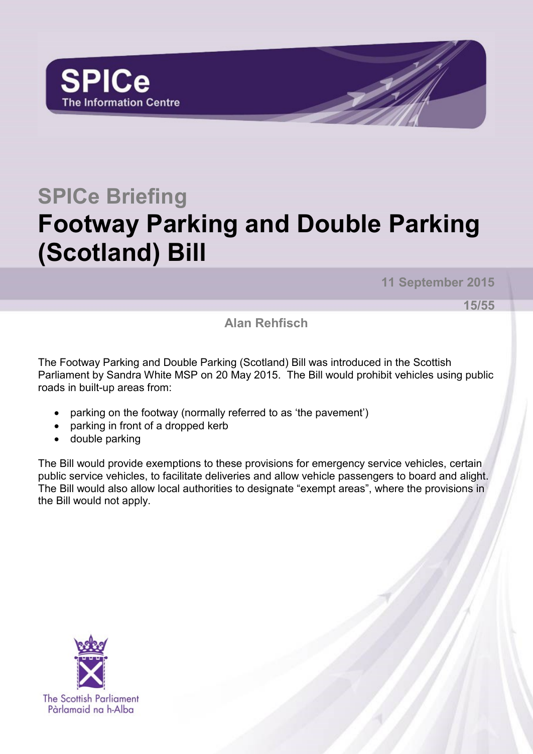SPICe
The Information Centre

# SPICe Briefing

# Footway Parking and Double Parking (Scotland) Bill

**11 September 2015**

**15/55**

**Alan Rehfisch**

The Footway Parking and Double Parking (Scotland) Bill was introduced in the Scottish Parliament by Sandra White MSP on 20 May 2015. The Bill would prohibit vehicles using public roads in built-up areas from:

- parking on the footway (normally referred to as 'the pavement')
- parking in front of a dropped kerb
- double parking

The Bill would provide exemptions to these provisions for emergency service vehicles, certain public service vehicles, to facilitate deliveries and allow vehicle passengers to board and alight. The Bill would also allow local authorities to designate "exempt areas", where the provisions in the Bill would not apply.

The Scottish Parliament
Pàrlamaid na h-Alba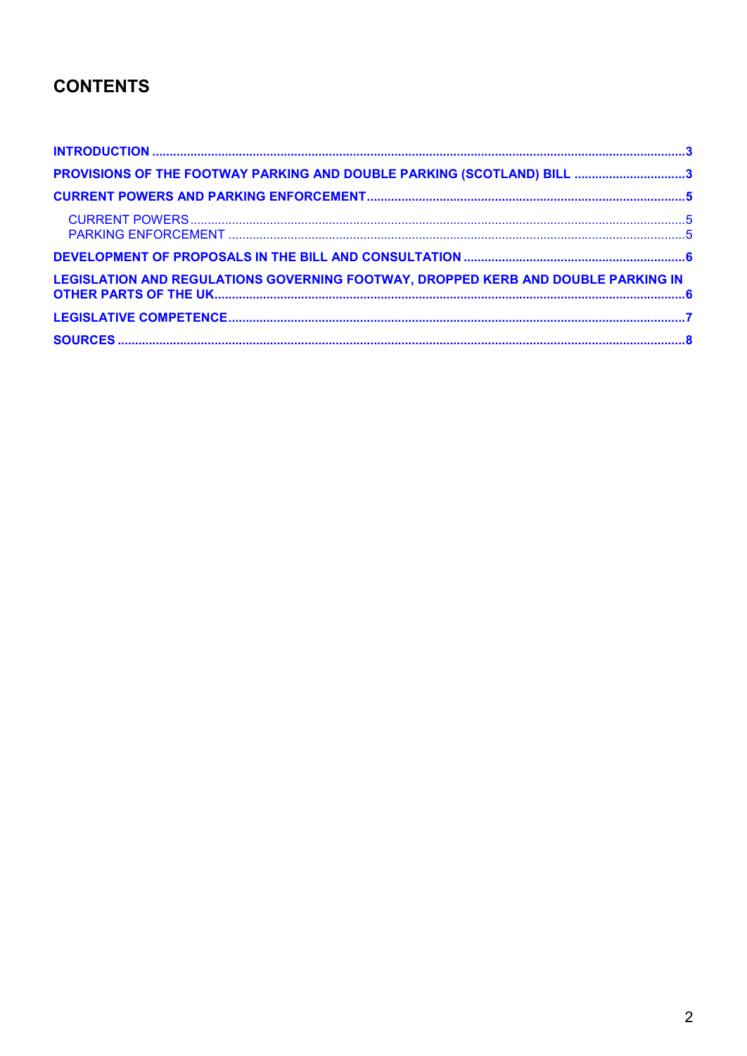## CONTENTS

- INTRODUCTION ..... 3
- PROVISIONS OF THE FOOTWAY PARKING AND DOUBLE PARKING (SCOTLAND) BILL ..... 3
- CURRENT POWERS AND PARKING ENFORCEMENT ..... 5
  - CURRENT POWERS ..... 5
  - PARKING ENFORCEMENT ..... 5
- DEVELOPMENT OF PROPOSALS IN THE BILL AND CONSULTATION ..... 6
- LEGISLATION AND REGULATIONS GOVERNING FOOTWAY, DROPPED KERB AND DOUBLE PARKING IN OTHER PARTS OF THE UK ..... 6
- LEGISLATIVE COMPETENCE ..... 7
- SOURCES ..... 8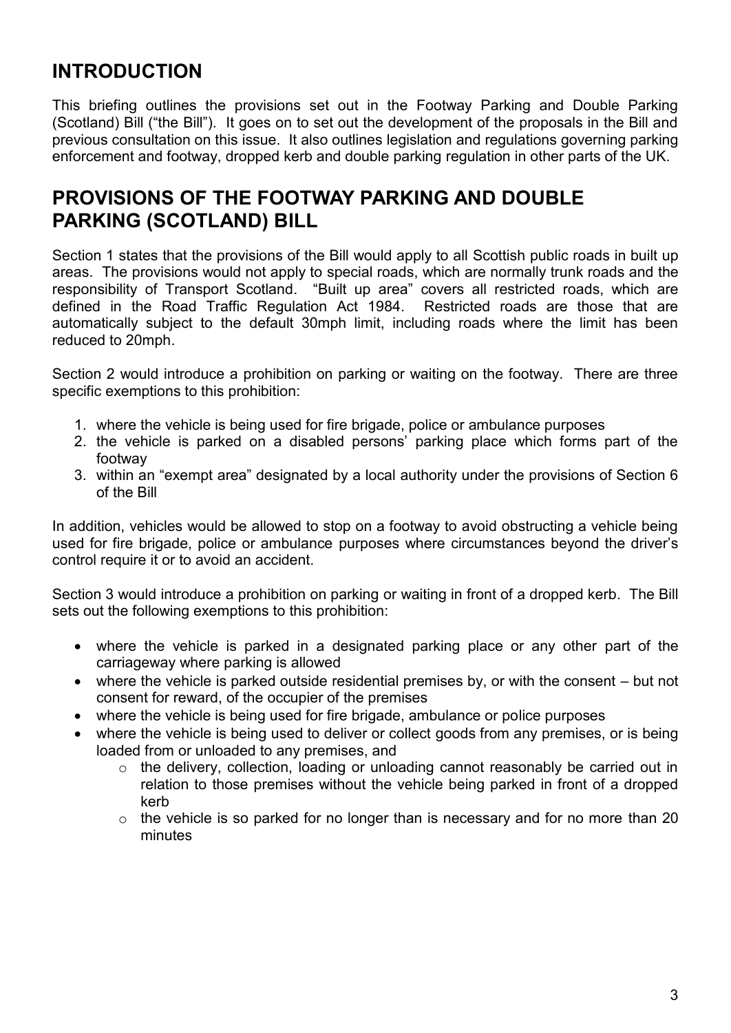## INTRODUCTION

This briefing outlines the provisions set out in the Footway Parking and Double Parking (Scotland) Bill ("the Bill"). It goes on to set out the development of the proposals in the Bill and previous consultation on this issue. It also outlines legislation and regulations governing parking enforcement and footway, dropped kerb and double parking regulation in other parts of the UK.

## PROVISIONS OF THE FOOTWAY PARKING AND DOUBLE PARKING (SCOTLAND) BILL

Section 1 states that the provisions of the Bill would apply to all Scottish public roads in built up areas. The provisions would not apply to special roads, which are normally trunk roads and the responsibility of Transport Scotland. "Built up area" covers all restricted roads, which are defined in the Road Traffic Regulation Act 1984. Restricted roads are those that are automatically subject to the default 30mph limit, including roads where the limit has been reduced to 20mph.

Section 2 would introduce a prohibition on parking or waiting on the footway. There are three specific exemptions to this prohibition:

1. where the vehicle is being used for fire brigade, police or ambulance purposes
2. the vehicle is parked on a disabled persons' parking place which forms part of the footway
3. within an "exempt area" designated by a local authority under the provisions of Section 6 of the Bill

In addition, vehicles would be allowed to stop on a footway to avoid obstructing a vehicle being used for fire brigade, police or ambulance purposes where circumstances beyond the driver's control require it or to avoid an accident.

Section 3 would introduce a prohibition on parking or waiting in front of a dropped kerb. The Bill sets out the following exemptions to this prohibition:

- where the vehicle is parked in a designated parking place or any other part of the carriageway where parking is allowed
- where the vehicle is parked outside residential premises by, or with the consent – but not consent for reward, of the occupier of the premises
- where the vehicle is being used for fire brigade, ambulance or police purposes
- where the vehicle is being used to deliver or collect goods from any premises, or is being loaded from or unloaded to any premises, and
    - the delivery, collection, loading or unloading cannot reasonably be carried out in relation to those premises without the vehicle being parked in front of a dropped kerb
    - the vehicle is so parked for no longer than is necessary and for no more than 20 minutes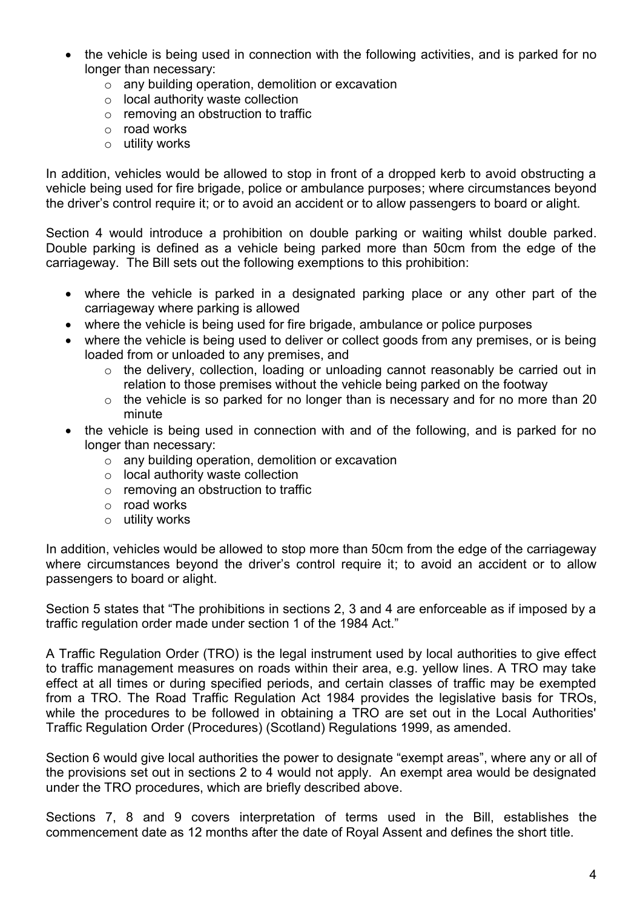- the vehicle is being used in connection with the following activities, and is parked for no longer than necessary:
    - any building operation, demolition or excavation
    - local authority waste collection
    - removing an obstruction to traffic
    - road works
    - utility works

In addition, vehicles would be allowed to stop in front of a dropped kerb to avoid obstructing a vehicle being used for fire brigade, police or ambulance purposes; where circumstances beyond the driver's control require it; or to avoid an accident or to allow passengers to board or alight.

Section 4 would introduce a prohibition on double parking or waiting whilst double parked. Double parking is defined as a vehicle being parked more than 50cm from the edge of the carriageway. The Bill sets out the following exemptions to this prohibition:

- where the vehicle is parked in a designated parking place or any other part of the carriageway where parking is allowed
- where the vehicle is being used for fire brigade, ambulance or police purposes
- where the vehicle is being used to deliver or collect goods from any premises, or is being loaded from or unloaded to any premises, and
    - the delivery, collection, loading or unloading cannot reasonably be carried out in relation to those premises without the vehicle being parked on the footway
    - the vehicle is so parked for no longer than is necessary and for no more than 20 minute
- the vehicle is being used in connection with and of the following, and is parked for no longer than necessary:
    - any building operation, demolition or excavation
    - local authority waste collection
    - removing an obstruction to traffic
    - road works
    - utility works

In addition, vehicles would be allowed to stop more than 50cm from the edge of the carriageway where circumstances beyond the driver's control require it; to avoid an accident or to allow passengers to board or alight.

Section 5 states that "The prohibitions in sections 2, 3 and 4 are enforceable as if imposed by a traffic regulation order made under section 1 of the 1984 Act."

A Traffic Regulation Order (TRO) is the legal instrument used by local authorities to give effect to traffic management measures on roads within their area, e.g. yellow lines. A TRO may take effect at all times or during specified periods, and certain classes of traffic may be exempted from a TRO. The Road Traffic Regulation Act 1984 provides the legislative basis for TROs, while the procedures to be followed in obtaining a TRO are set out in the Local Authorities' Traffic Regulation Order (Procedures) (Scotland) Regulations 1999, as amended.

Section 6 would give local authorities the power to designate "exempt areas", where any or all of the provisions set out in sections 2 to 4 would not apply. An exempt area would be designated under the TRO procedures, which are briefly described above.

Sections 7, 8 and 9 covers interpretation of terms used in the Bill, establishes the commencement date as 12 months after the date of Royal Assent and defines the short title.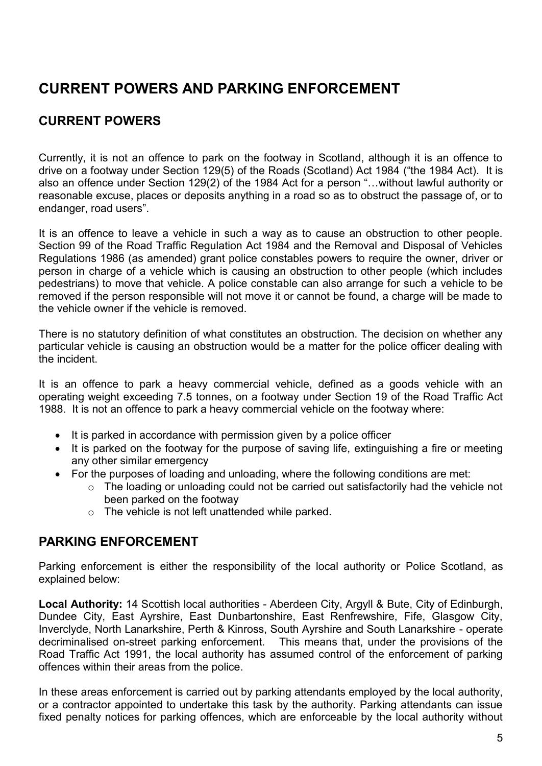# CURRENT POWERS AND PARKING ENFORCEMENT

## CURRENT POWERS

Currently, it is not an offence to park on the footway in Scotland, although it is an offence to drive on a footway under Section 129(5) of the Roads (Scotland) Act 1984 ("the 1984 Act). It is also an offence under Section 129(2) of the 1984 Act for a person "…without lawful authority or reasonable excuse, places or deposits anything in a road so as to obstruct the passage of, or to endanger, road users".

It is an offence to leave a vehicle in such a way as to cause an obstruction to other people. Section 99 of the Road Traffic Regulation Act 1984 and the Removal and Disposal of Vehicles Regulations 1986 (as amended) grant police constables powers to require the owner, driver or person in charge of a vehicle which is causing an obstruction to other people (which includes pedestrians) to move that vehicle. A police constable can also arrange for such a vehicle to be removed if the person responsible will not move it or cannot be found, a charge will be made to the vehicle owner if the vehicle is removed.

There is no statutory definition of what constitutes an obstruction. The decision on whether any particular vehicle is causing an obstruction would be a matter for the police officer dealing with the incident.

It is an offence to park a heavy commercial vehicle, defined as a goods vehicle with an operating weight exceeding 7.5 tonnes, on a footway under Section 19 of the Road Traffic Act 1988. It is not an offence to park a heavy commercial vehicle on the footway where:

- It is parked in accordance with permission given by a police officer
- It is parked on the footway for the purpose of saving life, extinguishing a fire or meeting any other similar emergency
- For the purposes of loading and unloading, where the following conditions are met:
  - The loading or unloading could not be carried out satisfactorily had the vehicle not been parked on the footway
  - The vehicle is not left unattended while parked.

## PARKING ENFORCEMENT

Parking enforcement is either the responsibility of the local authority or Police Scotland, as explained below:

**Local Authority:** 14 Scottish local authorities - Aberdeen City, Argyll & Bute, City of Edinburgh, Dundee City, East Ayrshire, East Dunbartonshire, East Renfrewshire, Fife, Glasgow City, Inverclyde, North Lanarkshire, Perth & Kinross, South Ayrshire and South Lanarkshire - operate decriminalised on-street parking enforcement. This means that, under the provisions of the Road Traffic Act 1991, the local authority has assumed control of the enforcement of parking offences within their areas from the police.

In these areas enforcement is carried out by parking attendants employed by the local authority, or a contractor appointed to undertake this task by the authority. Parking attendants can issue fixed penalty notices for parking offences, which are enforceable by the local authority without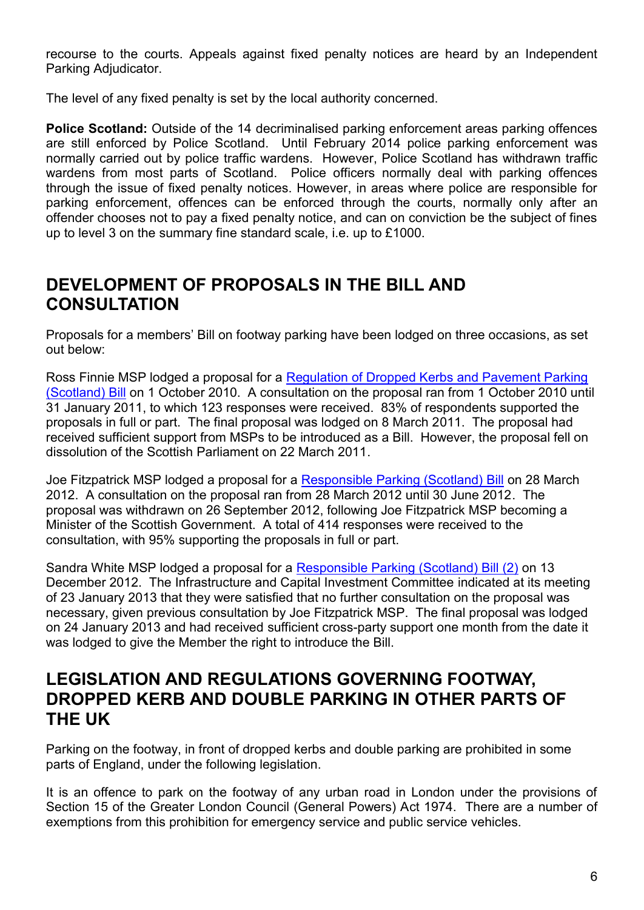recourse to the courts. Appeals against fixed penalty notices are heard by an Independent Parking Adjudicator.

The level of any fixed penalty is set by the local authority concerned.

**Police Scotland:** Outside of the 14 decriminalised parking enforcement areas parking offences are still enforced by Police Scotland. Until February 2014 police parking enforcement was normally carried out by police traffic wardens. However, Police Scotland has withdrawn traffic wardens from most parts of Scotland. Police officers normally deal with parking offences through the issue of fixed penalty notices. However, in areas where police are responsible for parking enforcement, offences can be enforced through the courts, normally only after an offender chooses not to pay a fixed penalty notice, and can on conviction be the subject of fines up to level 3 on the summary fine standard scale, i.e. up to £1000.

## DEVELOPMENT OF PROPOSALS IN THE BILL AND CONSULTATION

Proposals for a members' Bill on footway parking have been lodged on three occasions, as set out below:

Ross Finnie MSP lodged a proposal for a Regulation of Dropped Kerbs and Pavement Parking (Scotland) Bill on 1 October 2010. A consultation on the proposal ran from 1 October 2010 until 31 January 2011, to which 123 responses were received. 83% of respondents supported the proposals in full or part. The final proposal was lodged on 8 March 2011. The proposal had received sufficient support from MSPs to be introduced as a Bill. However, the proposal fell on dissolution of the Scottish Parliament on 22 March 2011.

Joe Fitzpatrick MSP lodged a proposal for a Responsible Parking (Scotland) Bill on 28 March 2012. A consultation on the proposal ran from 28 March 2012 until 30 June 2012. The proposal was withdrawn on 26 September 2012, following Joe Fitzpatrick MSP becoming a Minister of the Scottish Government. A total of 414 responses were received to the consultation, with 95% supporting the proposals in full or part.

Sandra White MSP lodged a proposal for a Responsible Parking (Scotland) Bill (2) on 13 December 2012. The Infrastructure and Capital Investment Committee indicated at its meeting of 23 January 2013 that they were satisfied that no further consultation on the proposal was necessary, given previous consultation by Joe Fitzpatrick MSP. The final proposal was lodged on 24 January 2013 and had received sufficient cross-party support one month from the date it was lodged to give the Member the right to introduce the Bill.

## LEGISLATION AND REGULATIONS GOVERNING FOOTWAY, DROPPED KERB AND DOUBLE PARKING IN OTHER PARTS OF THE UK

Parking on the footway, in front of dropped kerbs and double parking are prohibited in some parts of England, under the following legislation.

It is an offence to park on the footway of any urban road in London under the provisions of Section 15 of the Greater London Council (General Powers) Act 1974. There are a number of exemptions from this prohibition for emergency service and public service vehicles.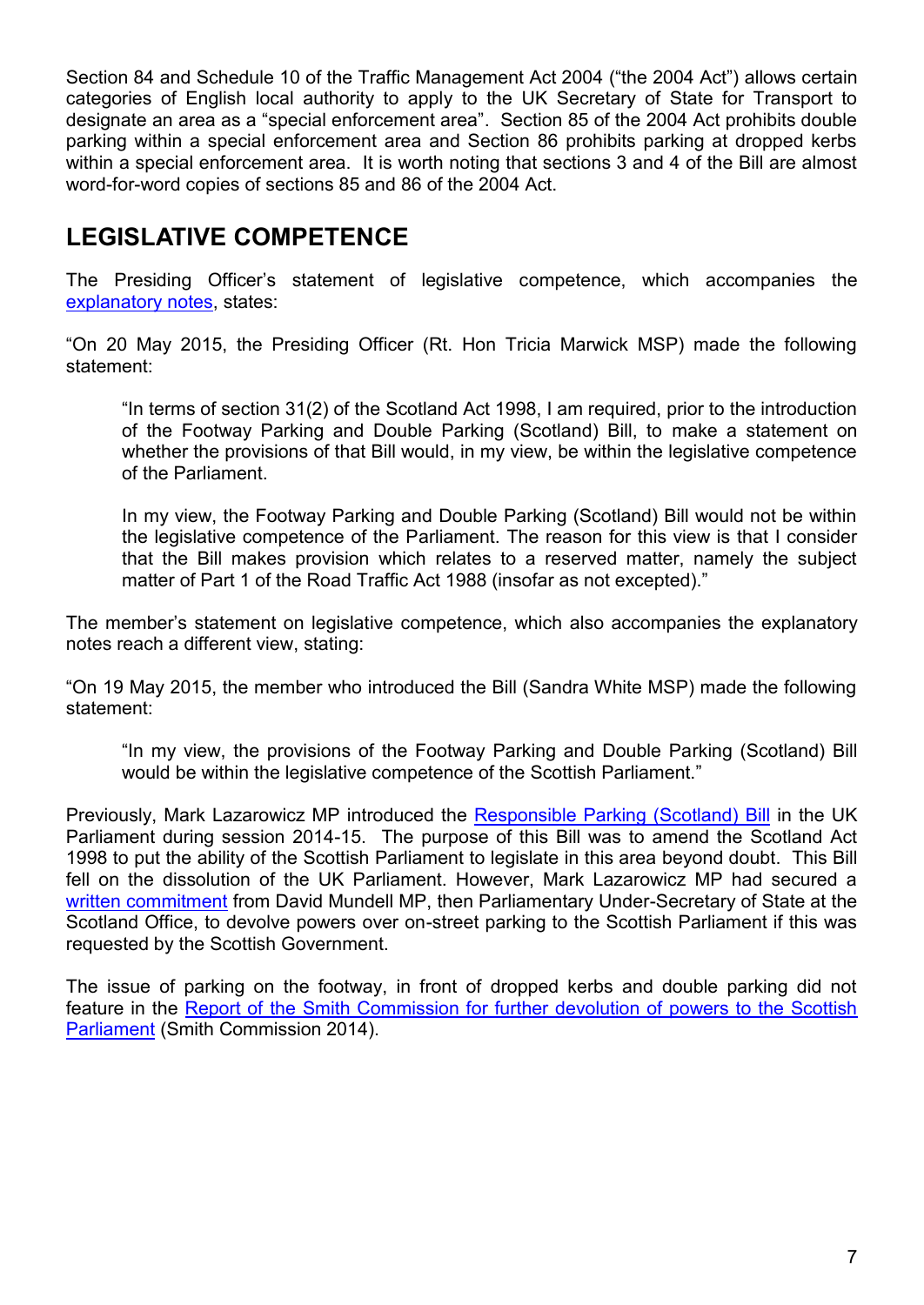Section 84 and Schedule 10 of the Traffic Management Act 2004 ("the 2004 Act") allows certain categories of English local authority to apply to the UK Secretary of State for Transport to designate an area as a "special enforcement area". Section 85 of the 2004 Act prohibits double parking within a special enforcement area and Section 86 prohibits parking at dropped kerbs within a special enforcement area. It is worth noting that sections 3 and 4 of the Bill are almost word-for-word copies of sections 85 and 86 of the 2004 Act.

## LEGISLATIVE COMPETENCE

The Presiding Officer's statement of legislative competence, which accompanies the explanatory notes, states:

"On 20 May 2015, the Presiding Officer (Rt. Hon Tricia Marwick MSP) made the following statement:

> "In terms of section 31(2) of the Scotland Act 1998, I am required, prior to the introduction of the Footway Parking and Double Parking (Scotland) Bill, to make a statement on whether the provisions of that Bill would, in my view, be within the legislative competence of the Parliament.
>
> In my view, the Footway Parking and Double Parking (Scotland) Bill would not be within the legislative competence of the Parliament. The reason for this view is that I consider that the Bill makes provision which relates to a reserved matter, namely the subject matter of Part 1 of the Road Traffic Act 1988 (insofar as not excepted)."

The member's statement on legislative competence, which also accompanies the explanatory notes reach a different view, stating:

"On 19 May 2015, the member who introduced the Bill (Sandra White MSP) made the following statement:

> "In my view, the provisions of the Footway Parking and Double Parking (Scotland) Bill would be within the legislative competence of the Scottish Parliament."

Previously, Mark Lazarowicz MP introduced the Responsible Parking (Scotland) Bill in the UK Parliament during session 2014-15. The purpose of this Bill was to amend the Scotland Act 1998 to put the ability of the Scottish Parliament to legislate in this area beyond doubt. This Bill fell on the dissolution of the UK Parliament. However, Mark Lazarowicz MP had secured a written commitment from David Mundell MP, then Parliamentary Under-Secretary of State at the Scotland Office, to devolve powers over on-street parking to the Scottish Parliament if this was requested by the Scottish Government.

The issue of parking on the footway, in front of dropped kerbs and double parking did not feature in the Report of the Smith Commission for further devolution of powers to the Scottish Parliament (Smith Commission 2014).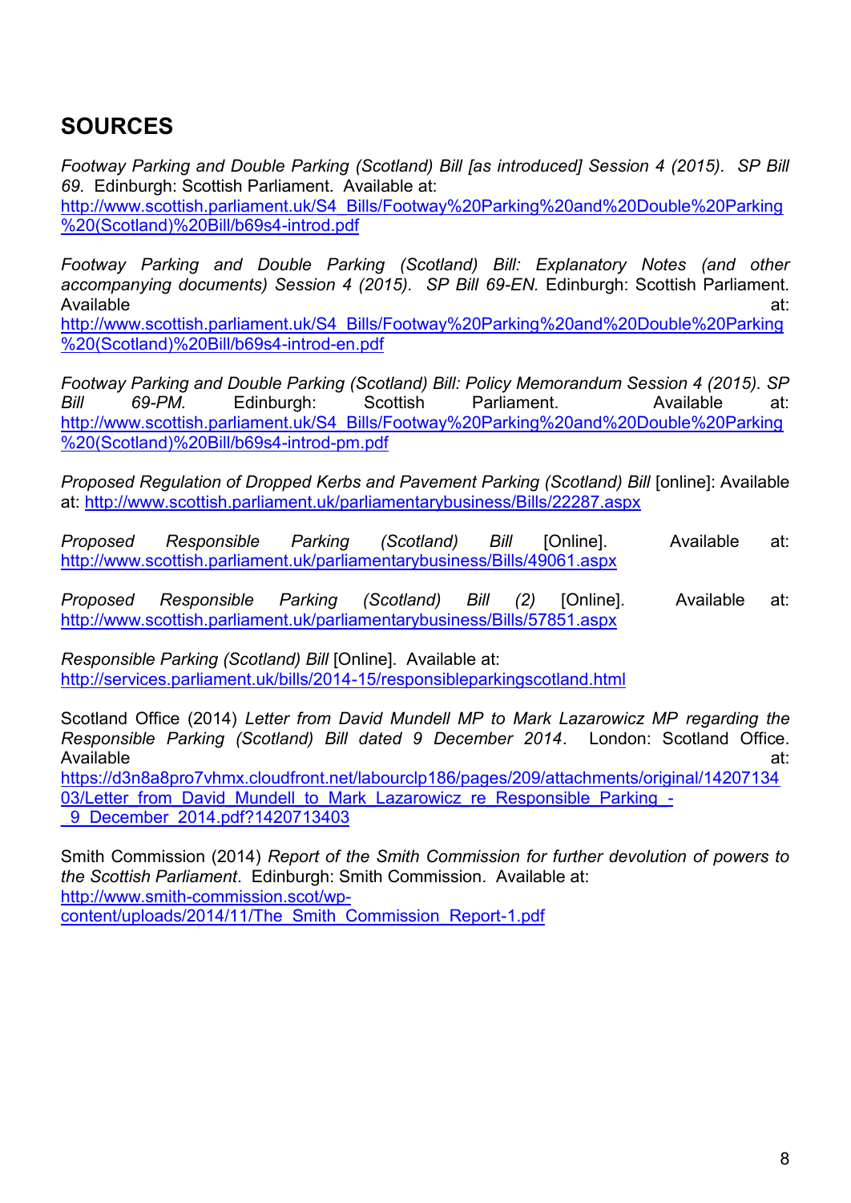## SOURCES

*Footway Parking and Double Parking (Scotland) Bill [as introduced] Session 4 (2015). SP Bill 69.* Edinburgh: Scottish Parliament. Available at: http://www.scottish.parliament.uk/S4_Bills/Footway%20Parking%20and%20Double%20Parking%20(Scotland)%20Bill/b69s4-introd.pdf

*Footway Parking and Double Parking (Scotland) Bill: Explanatory Notes (and other accompanying documents) Session 4 (2015). SP Bill 69-EN.* Edinburgh: Scottish Parliament. Available at: http://www.scottish.parliament.uk/S4_Bills/Footway%20Parking%20and%20Double%20Parking%20(Scotland)%20Bill/b69s4-introd-en.pdf

*Footway Parking and Double Parking (Scotland) Bill: Policy Memorandum Session 4 (2015). SP Bill 69-PM.* Edinburgh: Scottish Parliament. Available at: http://www.scottish.parliament.uk/S4_Bills/Footway%20Parking%20and%20Double%20Parking%20(Scotland)%20Bill/b69s4-introd-pm.pdf

*Proposed Regulation of Dropped Kerbs and Pavement Parking (Scotland) Bill* [online]: Available at: http://www.scottish.parliament.uk/parliamentarybusiness/Bills/22287.aspx

*Proposed Responsible Parking (Scotland) Bill* [Online]. Available at: http://www.scottish.parliament.uk/parliamentarybusiness/Bills/49061.aspx

*Proposed Responsible Parking (Scotland) Bill (2)* [Online]. Available at: http://www.scottish.parliament.uk/parliamentarybusiness/Bills/57851.aspx

*Responsible Parking (Scotland) Bill* [Online]. Available at: http://services.parliament.uk/bills/2014-15/responsibleparkingscotland.html

Scotland Office (2014) *Letter from David Mundell MP to Mark Lazarowicz MP regarding the Responsible Parking (Scotland) Bill dated 9 December 2014*. London: Scotland Office. Available at: https://d3n8a8pro7vhmx.cloudfront.net/labourclp186/pages/209/attachments/original/1420713403/Letter_from_David_Mundell_to_Mark_Lazarowicz_re_Responsible_Parking_-_9_December_2014.pdf?1420713403

Smith Commission (2014) *Report of the Smith Commission for further devolution of powers to the Scottish Parliament*. Edinburgh: Smith Commission. Available at: http://www.smith-commission.scot/wp-content/uploads/2014/11/The_Smith_Commission_Report-1.pdf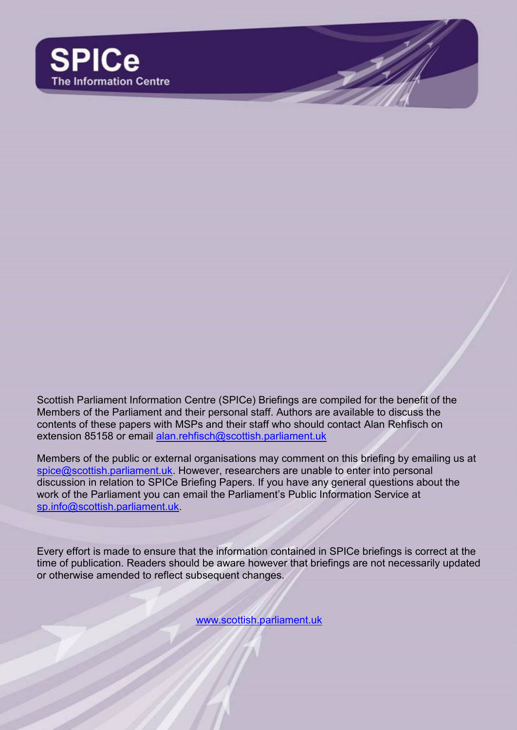SPICe
The Information Centre

Scottish Parliament Information Centre (SPICe) Briefings are compiled for the benefit of the Members of the Parliament and their personal staff. Authors are available to discuss the contents of these papers with MSPs and their staff who should contact Alan Rehfisch on extension 85158 or email alan.rehfisch@scottish.parliament.uk

Members of the public or external organisations may comment on this briefing by emailing us at spice@scottish.parliament.uk. However, researchers are unable to enter into personal discussion in relation to SPICe Briefing Papers. If you have any general questions about the work of the Parliament you can email the Parliament's Public Information Service at sp.info@scottish.parliament.uk.

Every effort is made to ensure that the information contained in SPICe briefings is correct at the time of publication. Readers should be aware however that briefings are not necessarily updated or otherwise amended to reflect subsequent changes.

www.scottish.parliament.uk